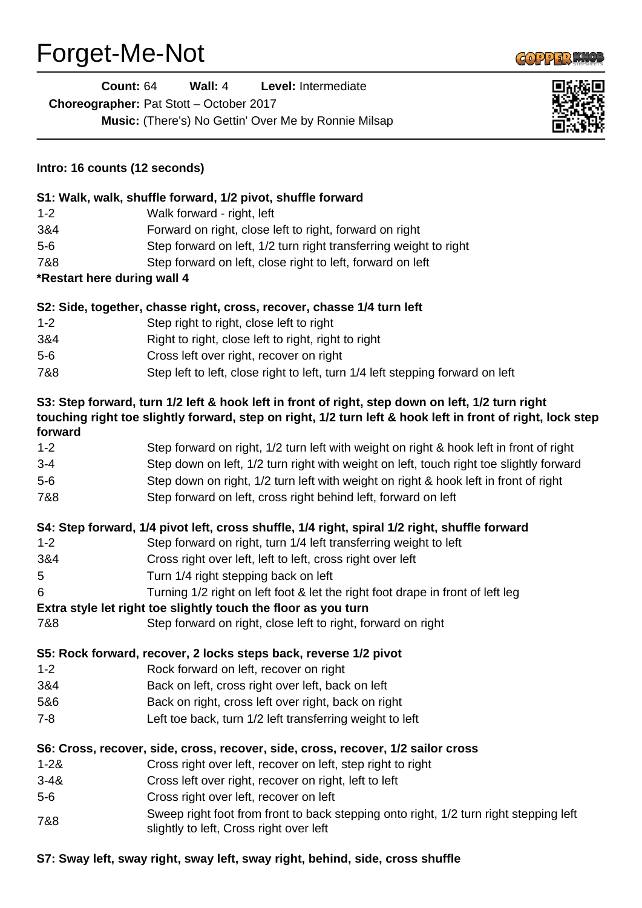# Forget-Me-Not

**Count:** 64 **Wall:** 4 **Level:** Intermediate

**Choreographer:** Pat Stott – October 2017

**Music:** (There's) No Gettin' Over Me by Ronnie Milsap

**Intro: 16 counts (12 seconds)**

**S1: Walk, walk, shuffle forward, 1/2 pivot, shuffle forward**

| | |
|---|---|
| 1-2 | Walk forward - right, left |
| 3&4 | Forward on right, close left to right, forward on right |
| 5-6 | Step forward on left, 1/2 turn right transferring weight to right |
| 7&8 | Step forward on left, close right to left, forward on left |

***Restart here during wall 4**

**S2: Side, together, chasse right, cross, recover, chasse 1/4 turn left**

| | |
|---|---|
| 1-2 | Step right to right, close left to right |
| 3&4 | Right to right, close left to right, right to right |
| 5-6 | Cross left over right, recover on right |
| 7&8 | Step left to left, close right to left, turn 1/4 left stepping forward on left |

**S3: Step forward, turn 1/2 left & hook left in front of right, step down on left, 1/2 turn right touching right toe slightly forward, step on right, 1/2 turn left & hook left in front of right, lock step forward**

| | |
|---|---|
| 1-2 | Step forward on right, 1/2 turn left with weight on right & hook left in front of right |
| 3-4 | Step down on left, 1/2 turn right with weight on left, touch right toe slightly forward |
| 5-6 | Step down on right, 1/2 turn left with weight on right & hook left in front of right |
| 7&8 | Step forward on left, cross right behind left, forward on left |

**S4: Step forward, 1/4 pivot left, cross shuffle, 1/4 right, spiral 1/2 right, shuffle forward**

| | |
|---|---|
| 1-2 | Step forward on right, turn 1/4 left transferring weight to left |
| 3&4 | Cross right over left, left to left, cross right over left |
| 5 | Turn 1/4 right stepping back on left |
| 6 | Turning 1/2 right on left foot & let the right foot drape in front of left leg |

**Extra style let right toe slightly touch the floor as you turn**

| | |
|---|---|
| 7&8 | Step forward on right, close left to right, forward on right |

**S5: Rock forward, recover, 2 locks steps back, reverse 1/2 pivot**

| | |
|---|---|
| 1-2 | Rock forward on left, recover on right |
| 3&4 | Back on left, cross right over left, back on left |
| 5&6 | Back on right, cross left over right, back on right |
| 7-8 | Left toe back, turn 1/2 left transferring weight to left |

**S6: Cross, recover, side, cross, recover, side, cross, recover, 1/2 sailor cross**

| | |
|---|---|
| 1-2& | Cross right over left, recover on left, step right to right |
| 3-4& | Cross left over right, recover on right, left to left |
| 5-6 | Cross right over left, recover on left |
| 7&8 | Sweep right foot from front to back stepping onto right, 1/2 turn right stepping left slightly to left, Cross right over left |

**S7: Sway left, sway right, sway left, sway right, behind, side, cross shuffle**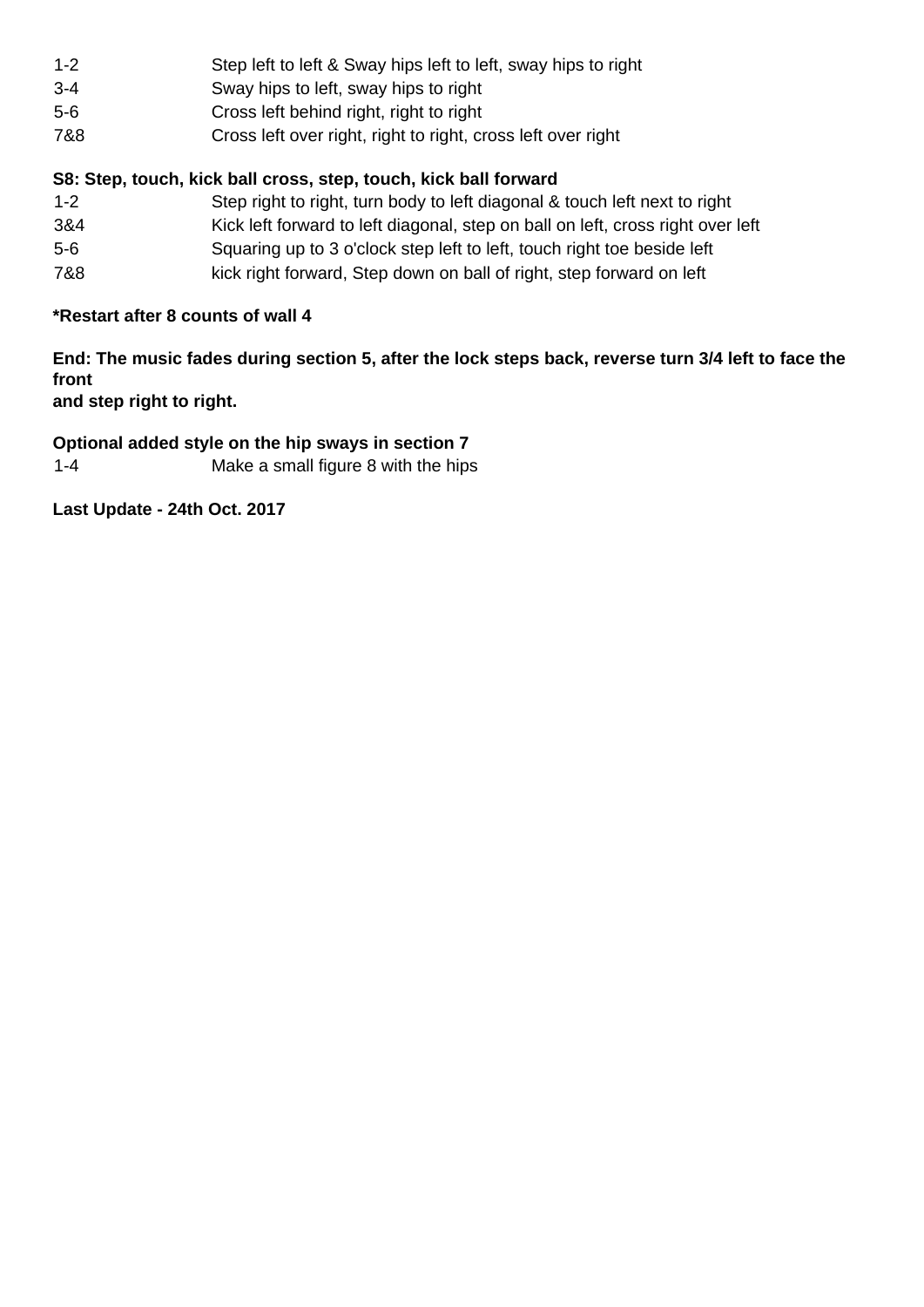| | |
|---|---|
| 1-2 | Step left to left & Sway hips left to left, sway hips to right |
| 3-4 | Sway hips to left, sway hips to right |
| 5-6 | Cross left behind right, right to right |
| 7&8 | Cross left over right, right to right, cross left over right |

**S8: Step, touch, kick ball cross, step, touch, kick ball forward**

| | |
|---|---|
| 1-2 | Step right to right, turn body to left diagonal & touch left next to right |
| 3&4 | Kick left forward to left diagonal, step on ball on left, cross right over left |
| 5-6 | Squaring up to 3 o'clock step left to left, touch right toe beside left |
| 7&8 | kick right forward, Step down on ball of right, step forward on left |

**\*Restart after 8 counts of wall 4**

**End: The music fades during section 5, after the lock steps back, reverse turn 3/4 left to face the front
and step right to right.**

**Optional added style on the hip sways in section 7**

| | |
|---|---|
| 1-4 | Make a small figure 8 with the hips |

**Last Update - 24th Oct. 2017**